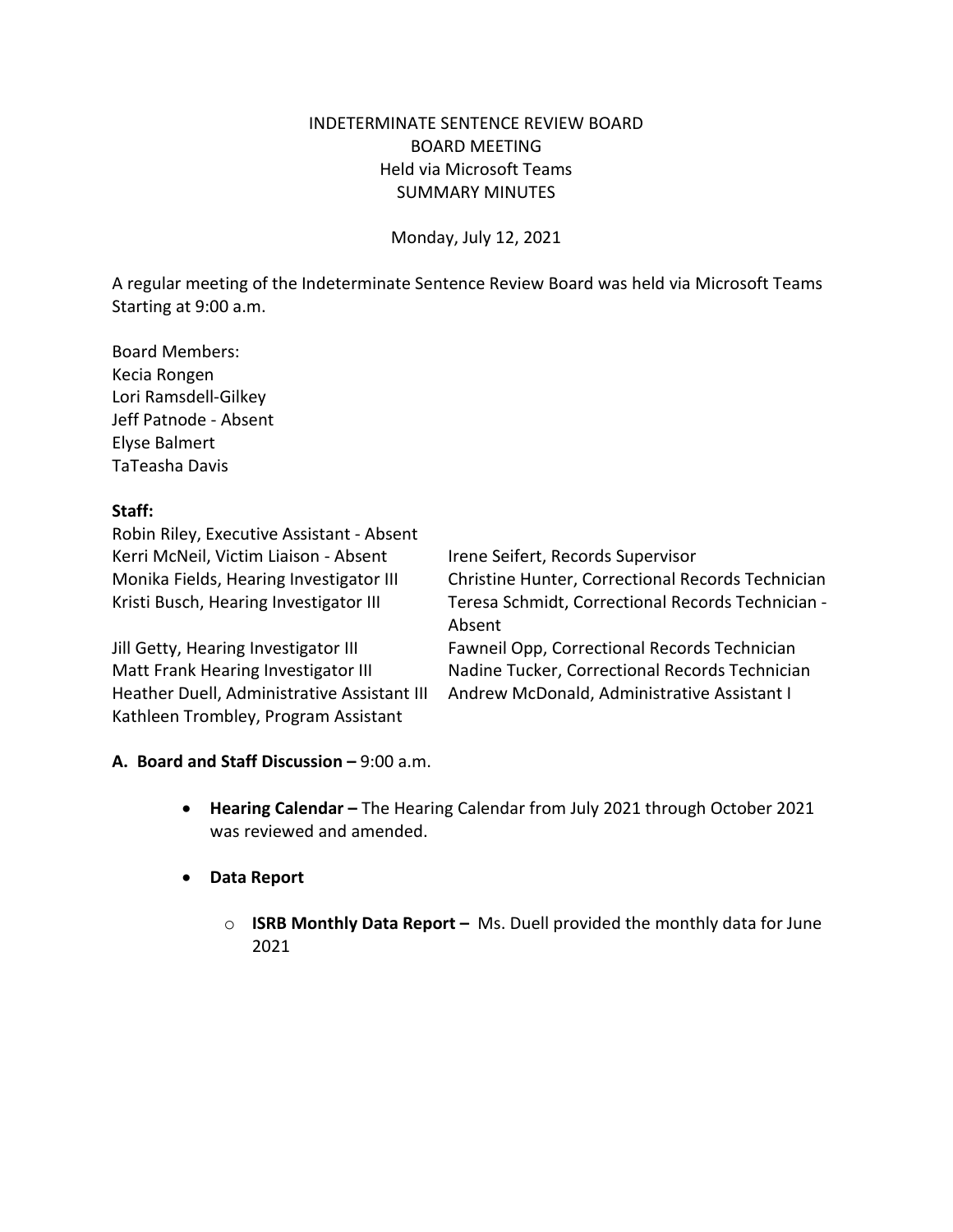INDETERMINATE SENTENCE REVIEW BOARD
BOARD MEETING
Held via Microsoft Teams
SUMMARY MINUTES

Monday, July 12, 2021

A regular meeting of the Indeterminate Sentence Review Board was held via Microsoft Teams Starting at 9:00 a.m.

Board Members:
Kecia Rongen
Lori Ramsdell-Gilkey
Jeff Patnode - Absent
Elyse Balmert
TaTeasha Davis

**Staff:**

Robin Riley, Executive Assistant - Absent
Kerri McNeil, Victim Liaison - Absent
Monika Fields, Hearing Investigator III
Kristi Busch, Hearing Investigator III
Jill Getty, Hearing Investigator III
Matt Frank Hearing Investigator III
Heather Duell, Administrative Assistant III
Kathleen Trombley, Program Assistant
Irene Seifert, Records Supervisor
Christine Hunter, Correctional Records Technician
Teresa Schmidt, Correctional Records Technician - Absent
Fawneil Opp, Correctional Records Technician
Nadine Tucker, Correctional Records Technician
Andrew McDonald, Administrative Assistant I

**A. Board and Staff Discussion –** 9:00 a.m.

- **Hearing Calendar –** The Hearing Calendar from July 2021 through October 2021 was reviewed and amended.
- **Data Report**
  - **ISRB Monthly Data Report –** Ms. Duell provided the monthly data for June 2021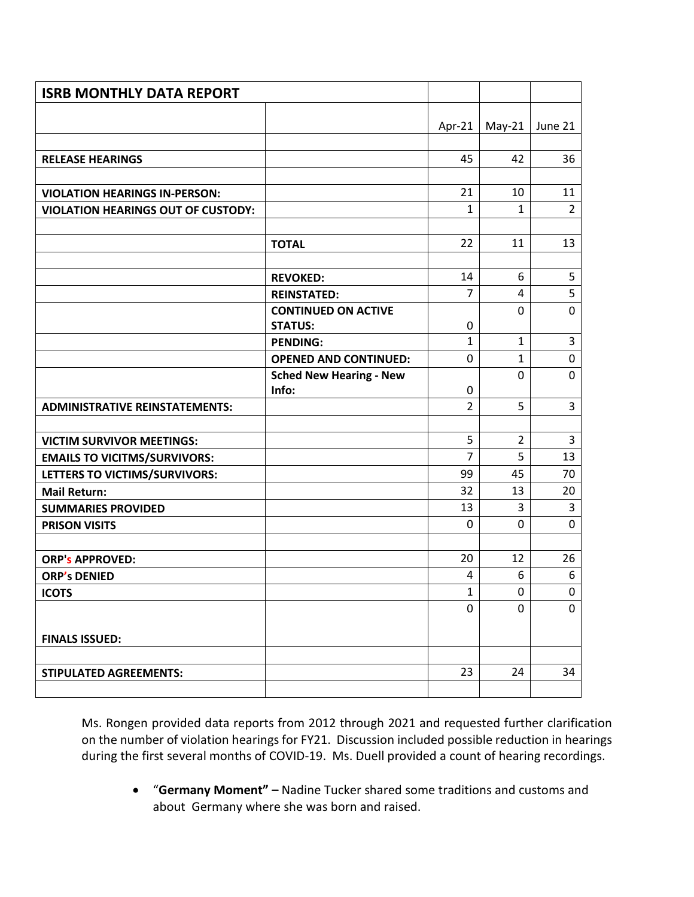| ISRB MONTHLY DATA REPORT | | | | |
|---|---|---|---|---|
| | | Apr-21 | May-21 | June 21 |
| | | | | |
| **RELEASE HEARINGS** | | 45 | 42 | 36 |
| | | | | |
| **VIOLATION HEARINGS IN-PERSON:** | | 21 | 10 | 11 |
| **VIOLATION HEARINGS OUT OF CUSTODY:** | | 1 | 1 | 2 |
| | | | | |
| | **TOTAL** | 22 | 11 | 13 |
| | | | | |
| | **REVOKED:** | 14 | 6 | 5 |
| | **REINSTATED:** | 7 | 4 | 5 |
| | **CONTINUED ON ACTIVE STATUS:** | 0 | 0 | 0 |
| | **PENDING:** | 1 | 1 | 3 |
| | **OPENED AND CONTINUED:** | 0 | 1 | 0 |
| | **Sched New Hearing - New Info:** | 0 | 0 | 0 |
| **ADMINISTRATIVE REINSTATEMENTS:** | | 2 | 5 | 3 |
| | | | | |
| **VICTIM SURVIVOR MEETINGS:** | | 5 | 2 | 3 |
| **EMAILS TO VICITMS/SURVIVORS:** | | 7 | 5 | 13 |
| **LETTERS TO VICTIMS/SURVIVORS:** | | 99 | 45 | 70 |
| **Mail Return:** | | 32 | 13 | 20 |
| **SUMMARIES PROVIDED** | | 13 | 3 | 3 |
| **PRISON VISITS** | | 0 | 0 | 0 |
| | | | | |
| **ORP's APPROVED:** | | 20 | 12 | 26 |
| **ORP's DENIED** | | 4 | 6 | 6 |
| **ICOTS** | | 1 | 0 | 0 |
| **FINALS ISSUED:** | | 0 | 0 | 0 |
| | | | | |
| **STIPULATED AGREEMENTS:** | | 23 | 24 | 34 |
| | | | | |

Ms. Rongen provided data reports from 2012 through 2021 and requested further clarification on the number of violation hearings for FY21. Discussion included possible reduction in hearings during the first several months of COVID-19. Ms. Duell provided a count of hearing recordings.

- "**Germany Moment" –** Nadine Tucker shared some traditions and customs and about Germany where she was born and raised.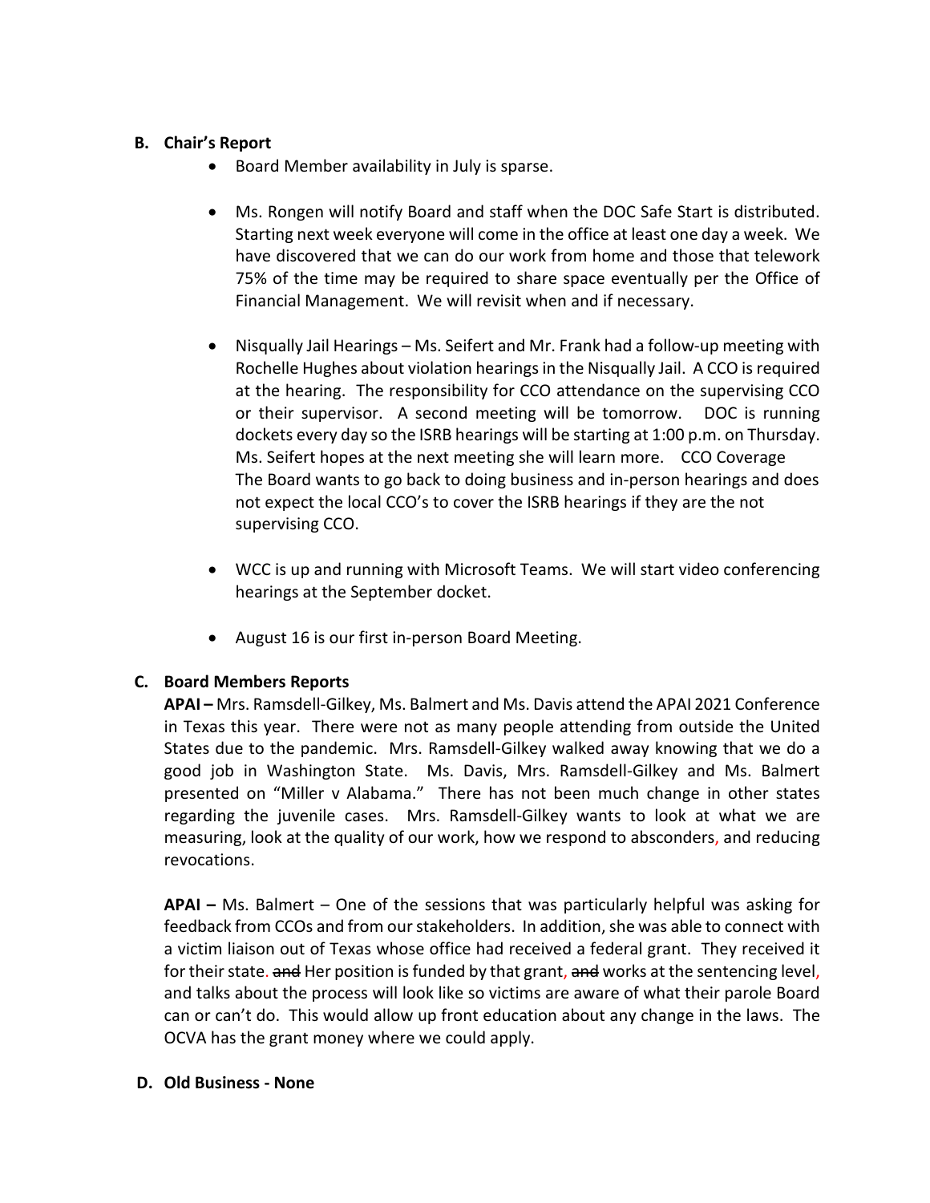## B. Chair's Report

- Board Member availability in July is sparse.

- Ms. Rongen will notify Board and staff when the DOC Safe Start is distributed. Starting next week everyone will come in the office at least one day a week. We have discovered that we can do our work from home and those that telework 75% of the time may be required to share space eventually per the Office of Financial Management. We will revisit when and if necessary.

- Nisqually Jail Hearings – Ms. Seifert and Mr. Frank had a follow-up meeting with Rochelle Hughes about violation hearings in the Nisqually Jail. A CCO is required at the hearing. The responsibility for CCO attendance on the supervising CCO or their supervisor. A second meeting will be tomorrow. DOC is running dockets every day so the ISRB hearings will be starting at 1:00 p.m. on Thursday. Ms. Seifert hopes at the next meeting she will learn more. CCO Coverage The Board wants to go back to doing business and in-person hearings and does not expect the local CCO's to cover the ISRB hearings if they are the not supervising CCO.

- WCC is up and running with Microsoft Teams. We will start video conferencing hearings at the September docket.

- August 16 is our first in-person Board Meeting.

## C. Board Members Reports

**APAI –** Mrs. Ramsdell-Gilkey, Ms. Balmert and Ms. Davis attend the APAI 2021 Conference in Texas this year. There were not as many people attending from outside the United States due to the pandemic. Mrs. Ramsdell-Gilkey walked away knowing that we do a good job in Washington State. Ms. Davis, Mrs. Ramsdell-Gilkey and Ms. Balmert presented on "Miller v Alabama." There has not been much change in other states regarding the juvenile cases. Mrs. Ramsdell-Gilkey wants to look at what we are measuring, look at the quality of our work, how we respond to absconders, and reducing revocations.

**APAI –** Ms. Balmert – One of the sessions that was particularly helpful was asking for feedback from CCOs and from our stakeholders. In addition, she was able to connect with a victim liaison out of Texas whose office had received a federal grant. They received it for their state. ~~and~~ Her position is funded by that grant, ~~and~~ works at the sentencing level, and talks about the process will look like so victims are aware of what their parole Board can or can't do. This would allow up front education about any change in the laws. The OCVA has the grant money where we could apply.

## D. Old Business - None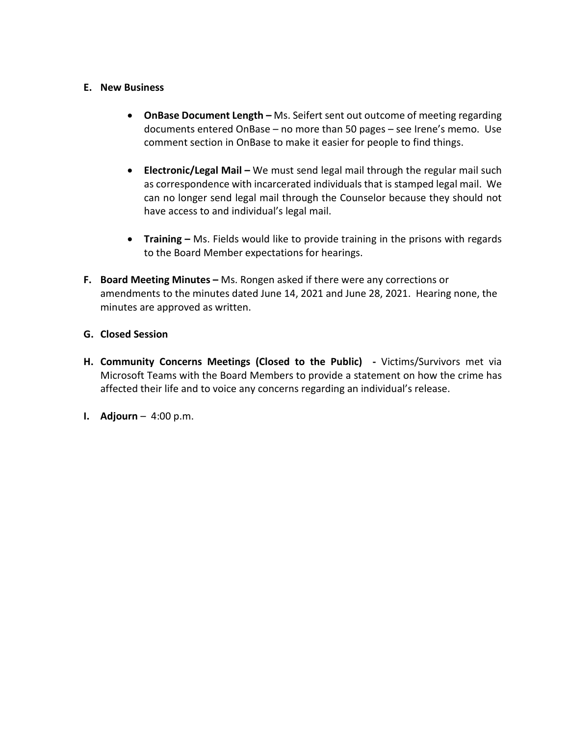**E. New Business**

- **OnBase Document Length –** Ms. Seifert sent out outcome of meeting regarding documents entered OnBase – no more than 50 pages – see Irene's memo. Use comment section in OnBase to make it easier for people to find things.

- **Electronic/Legal Mail –** We must send legal mail through the regular mail such as correspondence with incarcerated individuals that is stamped legal mail. We can no longer send legal mail through the Counselor because they should not have access to and individual's legal mail.

- **Training –** Ms. Fields would like to provide training in the prisons with regards to the Board Member expectations for hearings.

**F. Board Meeting Minutes –** Ms. Rongen asked if there were any corrections or amendments to the minutes dated June 14, 2021 and June 28, 2021. Hearing none, the minutes are approved as written.

**G. Closed Session**

**H. Community Concerns Meetings (Closed to the Public) -** Victims/Survivors met via Microsoft Teams with the Board Members to provide a statement on how the crime has affected their life and to voice any concerns regarding an individual's release.

**I. Adjourn** – 4:00 p.m.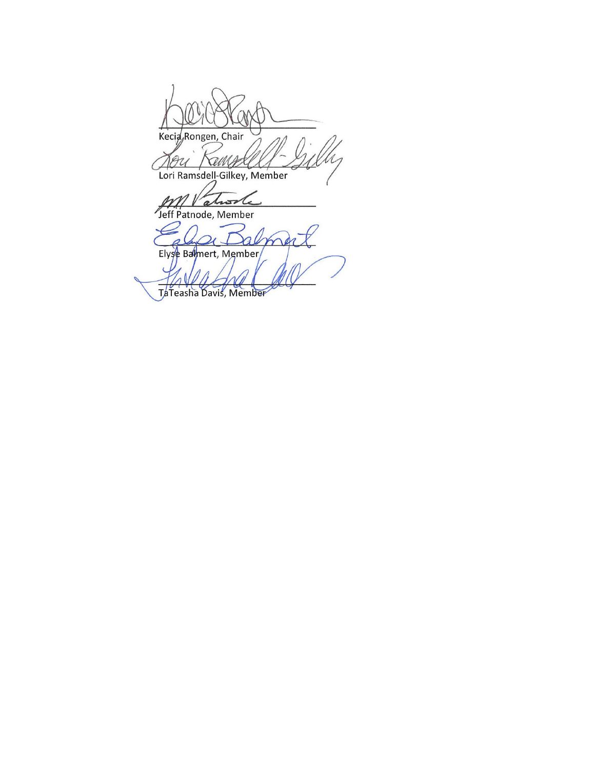Kecia Rongen, Chair

Lori Ramsdell-Gilkey, Member

Jeff Patnode, Member

Elyse Balmert, Member

TaTeasha Davis, Member